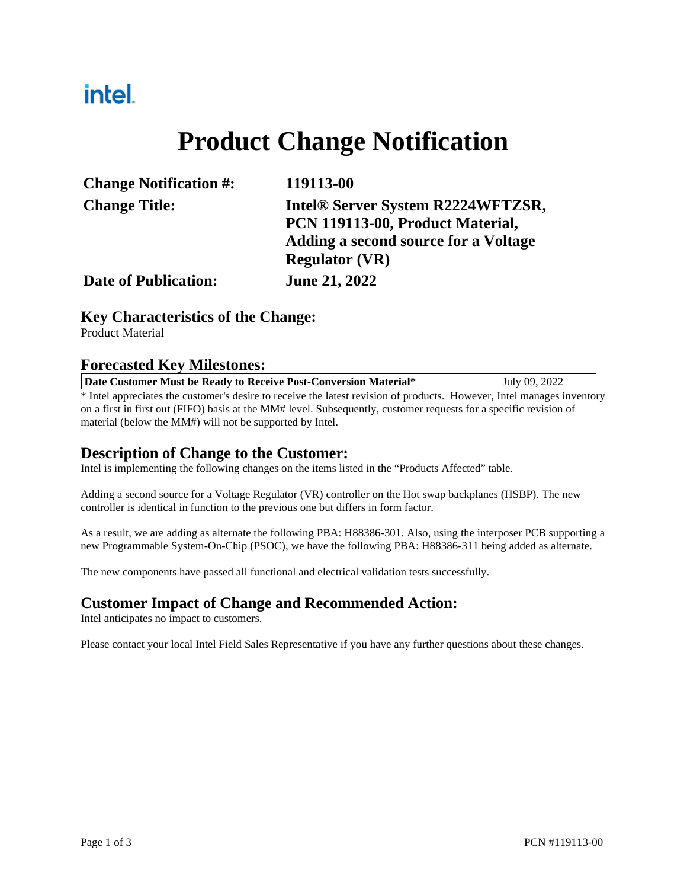intel.

# Product Change Notification

| | |
|---|---|
| **Change Notification #:** | **119113-00** |
| **Change Title:** | **Intel® Server System R2224WFTZSR, PCN 119113-00, Product Material, Adding a second source for a Voltage Regulator (VR)** |
| **Date of Publication:** | **June 21, 2022** |

## Key Characteristics of the Change:

Product Material

## Forecasted Key Milestones:

| **Date Customer Must be Ready to Receive Post-Conversion Material*** | July 09, 2022 |
|---|---|

* Intel appreciates the customer's desire to receive the latest revision of products. However, Intel manages inventory on a first in first out (FIFO) basis at the MM# level. Subsequently, customer requests for a specific revision of material (below the MM#) will not be supported by Intel.

## Description of Change to the Customer:

Intel is implementing the following changes on the items listed in the "Products Affected" table.

Adding a second source for a Voltage Regulator (VR) controller on the Hot swap backplanes (HSBP). The new controller is identical in function to the previous one but differs in form factor.

As a result, we are adding as alternate the following PBA: H88386-301. Also, using the interposer PCB supporting a new Programmable System-On-Chip (PSOC), we have the following PBA: H88386-311 being added as alternate.

The new components have passed all functional and electrical validation tests successfully.

## Customer Impact of Change and Recommended Action:

Intel anticipates no impact to customers.

Please contact your local Intel Field Sales Representative if you have any further questions about these changes.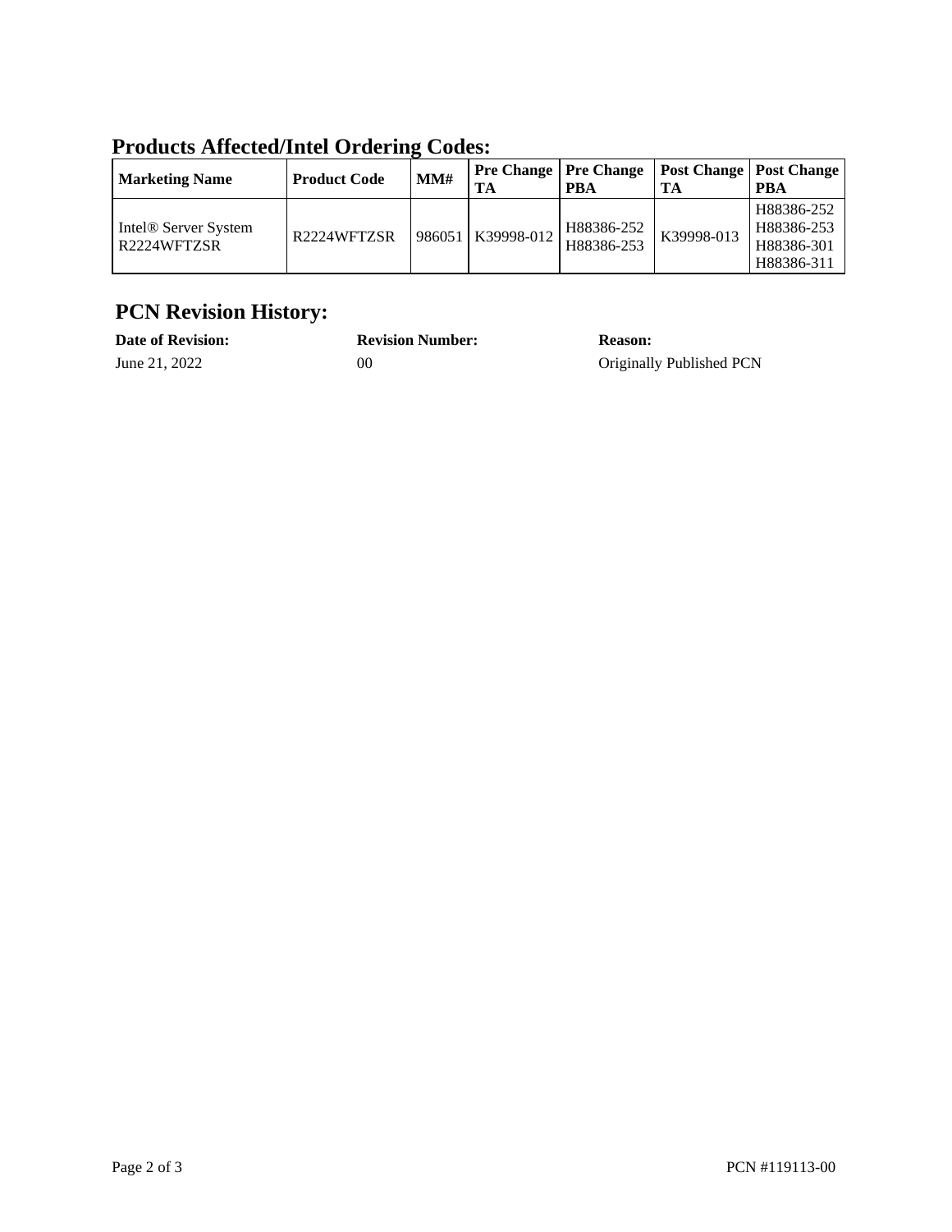## Products Affected/Intel Ordering Codes:

| Marketing Name | Product Code | MM# | Pre Change TA | Pre Change PBA | Post Change TA | Post Change PBA |
|---|---|---|---|---|---|---|
| Intel® Server System R2224WFTZSR | R2224WFTZSR | 986051 | K39998-012 | H88386-252<br>H88386-253 | K39998-013 | H88386-252<br>H88386-253<br>H88386-301<br>H88386-311 |

## PCN Revision History:

| Date of Revision: | Revision Number: | Reason: |
|---|---|---|
| June 21, 2022 | 00 | Originally Published PCN |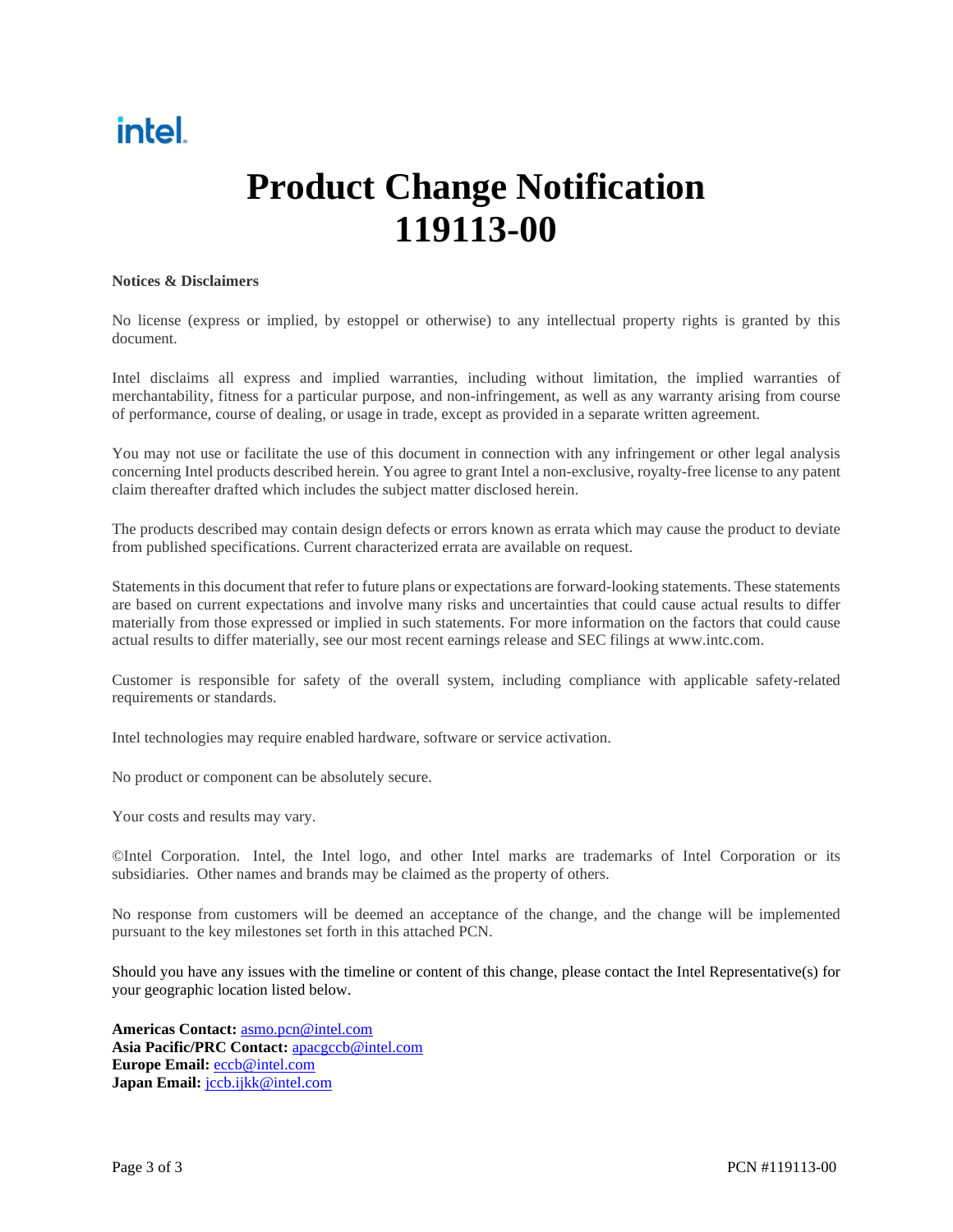intel.

# Product Change Notification 119113-00

**Notices & Disclaimers**

No license (express or implied, by estoppel or otherwise) to any intellectual property rights is granted by this document.

Intel disclaims all express and implied warranties, including without limitation, the implied warranties of merchantability, fitness for a particular purpose, and non-infringement, as well as any warranty arising from course of performance, course of dealing, or usage in trade, except as provided in a separate written agreement.

You may not use or facilitate the use of this document in connection with any infringement or other legal analysis concerning Intel products described herein. You agree to grant Intel a non-exclusive, royalty-free license to any patent claim thereafter drafted which includes the subject matter disclosed herein.

The products described may contain design defects or errors known as errata which may cause the product to deviate from published specifications. Current characterized errata are available on request.

Statements in this document that refer to future plans or expectations are forward-looking statements. These statements are based on current expectations and involve many risks and uncertainties that could cause actual results to differ materially from those expressed or implied in such statements. For more information on the factors that could cause actual results to differ materially, see our most recent earnings release and SEC filings at www.intc.com.

Customer is responsible for safety of the overall system, including compliance with applicable safety-related requirements or standards.

Intel technologies may require enabled hardware, software or service activation.

No product or component can be absolutely secure.

Your costs and results may vary.

©Intel Corporation. Intel, the Intel logo, and other Intel marks are trademarks of Intel Corporation or its subsidiaries. Other names and brands may be claimed as the property of others.

No response from customers will be deemed an acceptance of the change, and the change will be implemented pursuant to the key milestones set forth in this attached PCN.

Should you have any issues with the timeline or content of this change, please contact the Intel Representative(s) for your geographic location listed below.

**Americas Contact:** asmo.pcn@intel.com
**Asia Pacific/PRC Contact:** apacgccb@intel.com
**Europe Email:** eccb@intel.com
**Japan Email:** jccb.ijkk@intel.com